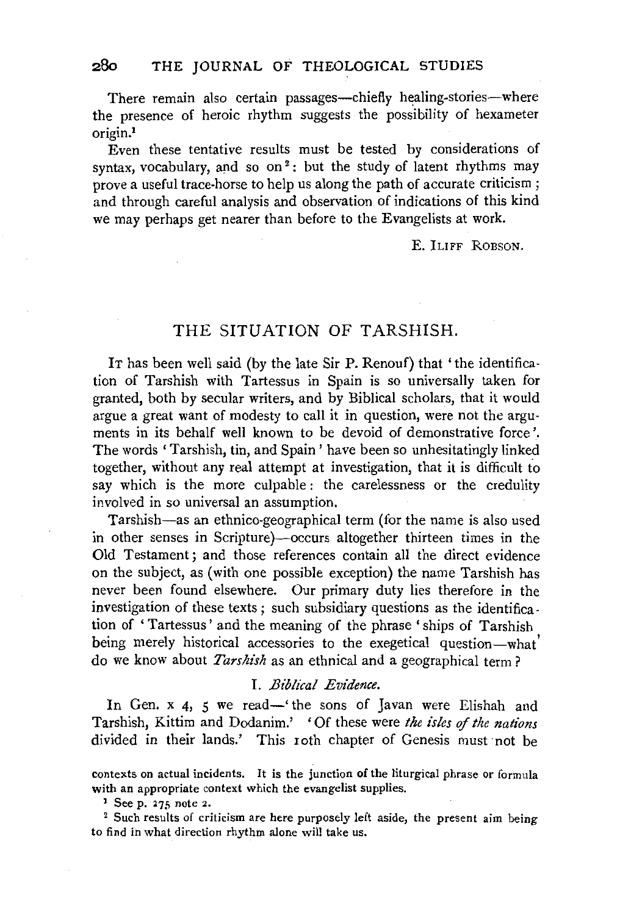There remain also certain passages—chiefly healing-stories—where the presence of heroic rhythm suggests the possibility of hexameter origin.[1]

Even these tentative results must be tested by considerations of syntax, vocabulary, and so on[2]: but the study of latent rhythms may prove a useful trace-horse to help us along the path of accurate criticism; and through careful analysis and observation of indications of this kind we may perhaps get nearer than before to the Evangelists at work.

E. ILIFF ROBSON.

## THE SITUATION OF TARSHISH.

IT has been well said (by the late Sir P. Renouf) that 'the identification of Tarshish with Tartessus in Spain is so universally taken for granted, both by secular writers, and by Biblical scholars, that it would argue a great want of modesty to call it in question, were not the arguments in its behalf well known to be devoid of demonstrative force'. The words 'Tarshish, tin, and Spain' have been so unhesitatingly linked together, without any real attempt at investigation, that it is difficult to say which is the more culpable: the carelessness or the credulity involved in so universal an assumption.

Tarshish—as an ethnico-geographical term (for the name is also used in other senses in Scripture)—occurs altogether thirteen times in the Old Testament; and those references contain all the direct evidence on the subject, as (with one possible exception) the name Tarshish has never been found elsewhere. Our primary duty lies therefore in the investigation of these texts; such subsidiary questions as the identification of 'Tartessus' and the meaning of the phrase 'ships of Tarshish' being merely historical accessories to the exegetical question—what do we know about *Tarshish* as an ethnical and a geographical term?

### I. *Biblical Evidence.*

In Gen. x 4, 5 we read—'the sons of Javan were Elishah and Tarshish, Kittim and Dodanim.' 'Of these were *the isles of the nations* divided in their lands.' This 10th chapter of Genesis must not be

contexts on actual incidents. It is the junction of the liturgical phrase or formula with an appropriate context which the evangelist supplies.

[1] See p. 275 note 2.

[2] Such results of criticism are here purposely left aside, the present aim being to find in what direction rhythm alone will take us.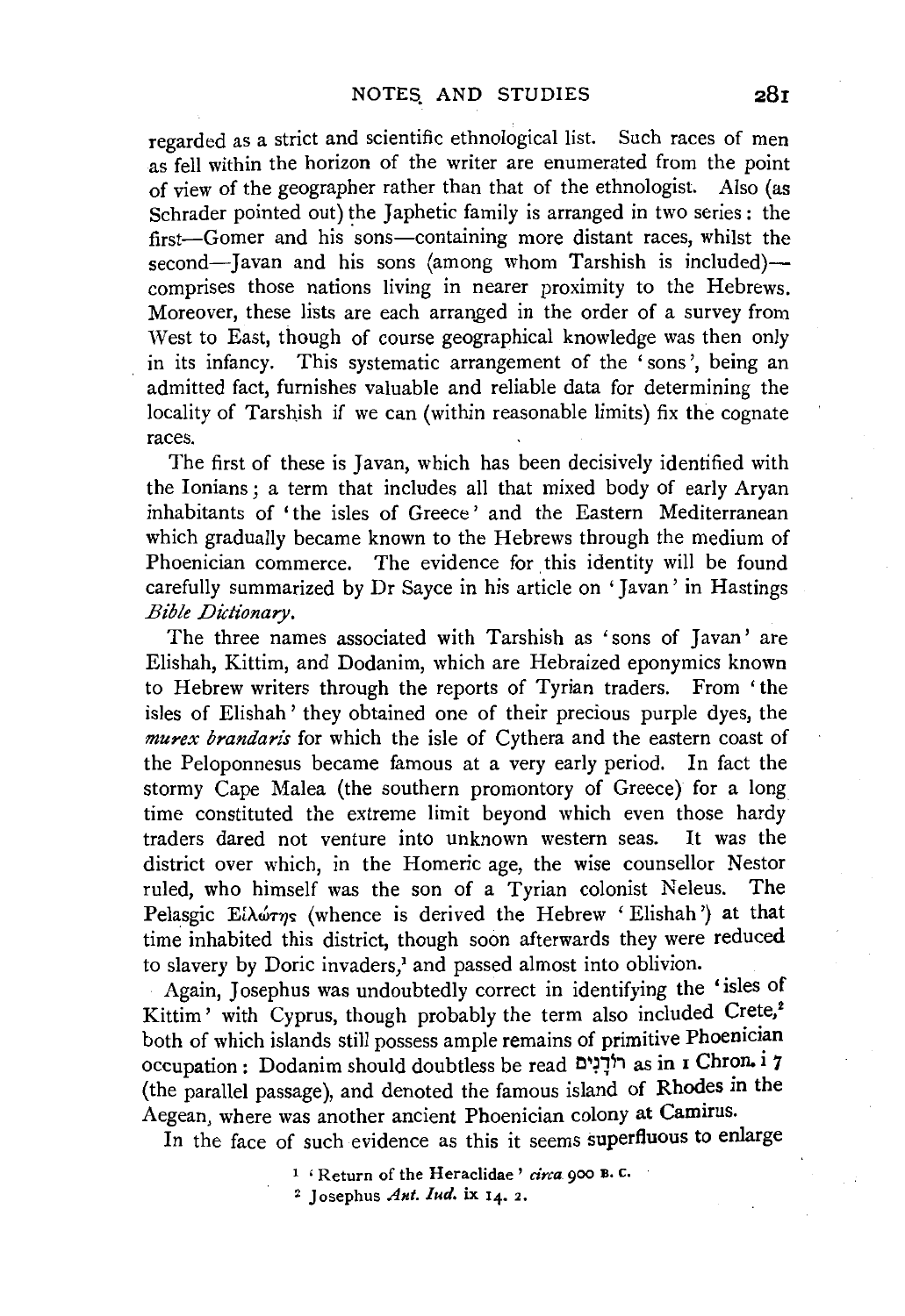regarded as a strict and scientific ethnological list. Such races of men as fell within the horizon of the writer are enumerated from the point of view of the geographer rather than that of the ethnologist. Also (as Schrader pointed out) the Japhetic family is arranged in two series: the first—Gomer and his sons—containing more distant races, whilst the second—Javan and his sons (among whom Tarshish is included)—comprises those nations living in nearer proximity to the Hebrews. Moreover, these lists are each arranged in the order of a survey from West to East, though of course geographical knowledge was then only in its infancy. This systematic arrangement of the 'sons', being an admitted fact, furnishes valuable and reliable data for determining the locality of Tarshish if we can (within reasonable limits) fix the cognate races.

The first of these is Javan, which has been decisively identified with the Ionians; a term that includes all that mixed body of early Aryan inhabitants of 'the isles of Greece' and the Eastern Mediterranean which gradually became known to the Hebrews through the medium of Phoenician commerce. The evidence for this identity will be found carefully summarized by Dr Sayce in his article on 'Javan' in Hastings *Bible Dictionary*.

The three names associated with Tarshish as 'sons of Javan' are Elishah, Kittim, and Dodanim, which are Hebraized eponymics known to Hebrew writers through the reports of Tyrian traders. From 'the isles of Elishah' they obtained one of their precious purple dyes, the *murex brandaris* for which the isle of Cythera and the eastern coast of the Peloponnesus became famous at a very early period. In fact the stormy Cape Malea (the southern promontory of Greece) for a long time constituted the extreme limit beyond which even those hardy traders dared not venture into unknown western seas. It was the district over which, in the Homeric age, the wise counsellor Nestor ruled, who himself was the son of a Tyrian colonist Neleus. The Pelasgic Εἱλώτης (whence is derived the Hebrew 'Elishah') at that time inhabited this district, though soon afterwards they were reduced to slavery by Doric invaders,[1] and passed almost into oblivion.

Again, Josephus was undoubtedly correct in identifying the 'isles of Kittim' with Cyprus, though probably the term also included Crete,[2] both of which islands still possess ample remains of primitive Phoenician occupation: Dodanim should doubtless be read רֹדָנִים as in 1 Chron. i 7 (the parallel passage), and denoted the famous island of Rhodes in the Aegean, where was another ancient Phoenician colony at Camirus.

In the face of such evidence as this it seems superfluous to enlarge

[1] 'Return of the Heraclidae' *circa* 900 B.C.

[2] Josephus *Ant. Iud.* ix 14. 2.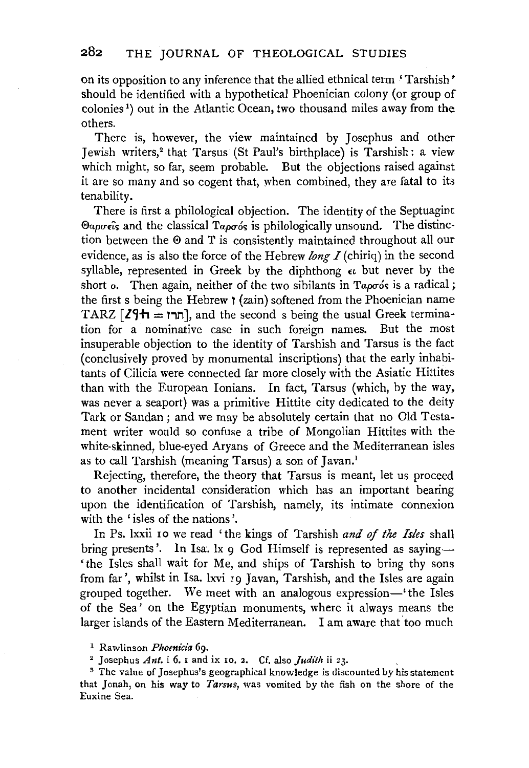on its opposition to any inference that the allied ethnical term 'Tarshish' should be identified with a hypothetical Phoenician colony (or group of colonies[1]) out in the Atlantic Ocean, two thousand miles away from the others.

There is, however, the view maintained by Josephus and other Jewish writers,[2] that Tarsus (St Paul's birthplace) is Tarshish: a view which might, so far, seem probable. But the objections raised against it are so many and so cogent that, when combined, they are fatal to its tenability.

There is first a philological objection. The identity of the Septuagint Θαρσεῖς and the classical Ταρσός is philologically unsound. The distinction between the Θ and T is consistently maintained throughout all our evidence, as is also the force of the Hebrew *long I* (chiriq) in the second syllable, represented in Greek by the diphthong ει but never by the short ο. Then again, neither of the two sibilants in Ταρσός is a radical; the first s being the Hebrew ז (zain) softened from the Phoenician name TARZ [𐤆𐤓𐤕 = תרז], and the second s being the usual Greek termination for a nominative case in such foreign names. But the most insuperable objection to the identity of Tarshish and Tarsus is the fact (conclusively proved by monumental inscriptions) that the early inhabitants of Cilicia were connected far more closely with the Asiatic Hittites than with the European Ionians. In fact, Tarsus (which, by the way, was never a seaport) was a primitive Hittite city dedicated to the deity Tark or Sandan; and we may be absolutely certain that no Old Testament writer would so confuse a tribe of Mongolian Hittites with the white-skinned, blue-eyed Aryans of Greece and the Mediterranean isles as to call Tarshish (meaning Tarsus) a son of Javan.[1]

Rejecting, therefore, the theory that Tarsus is meant, let us proceed to another incidental consideration which has an important bearing upon the identification of Tarshish, namely, its intimate connexion with the 'isles of the nations'.

In Ps. lxxii 10 we read 'the kings of Tarshish *and of the Isles* shall bring presents'. In Isa. lx 9 God Himself is represented as saying—'the Isles shall wait for Me, and ships of Tarshish to bring thy sons from far', whilst in Isa. lxvi 19 Javan, Tarshish, and the Isles are again grouped together. We meet with an analogous expression—'the Isles of the Sea' on the Egyptian monuments, where it always means the larger islands of the Eastern Mediterranean. I am aware that too much

[1] Rawlinson *Phoenicia* 69.

[2] Josephus *Ant.* i 6. 1 and ix 10. 2. Cf. also *Judith* ii 23.

[3] The value of Josephus's geographical knowledge is discounted by his statement that Jonah, on his way to *Tarsus*, was vomited by the fish on the shore of the Euxine Sea.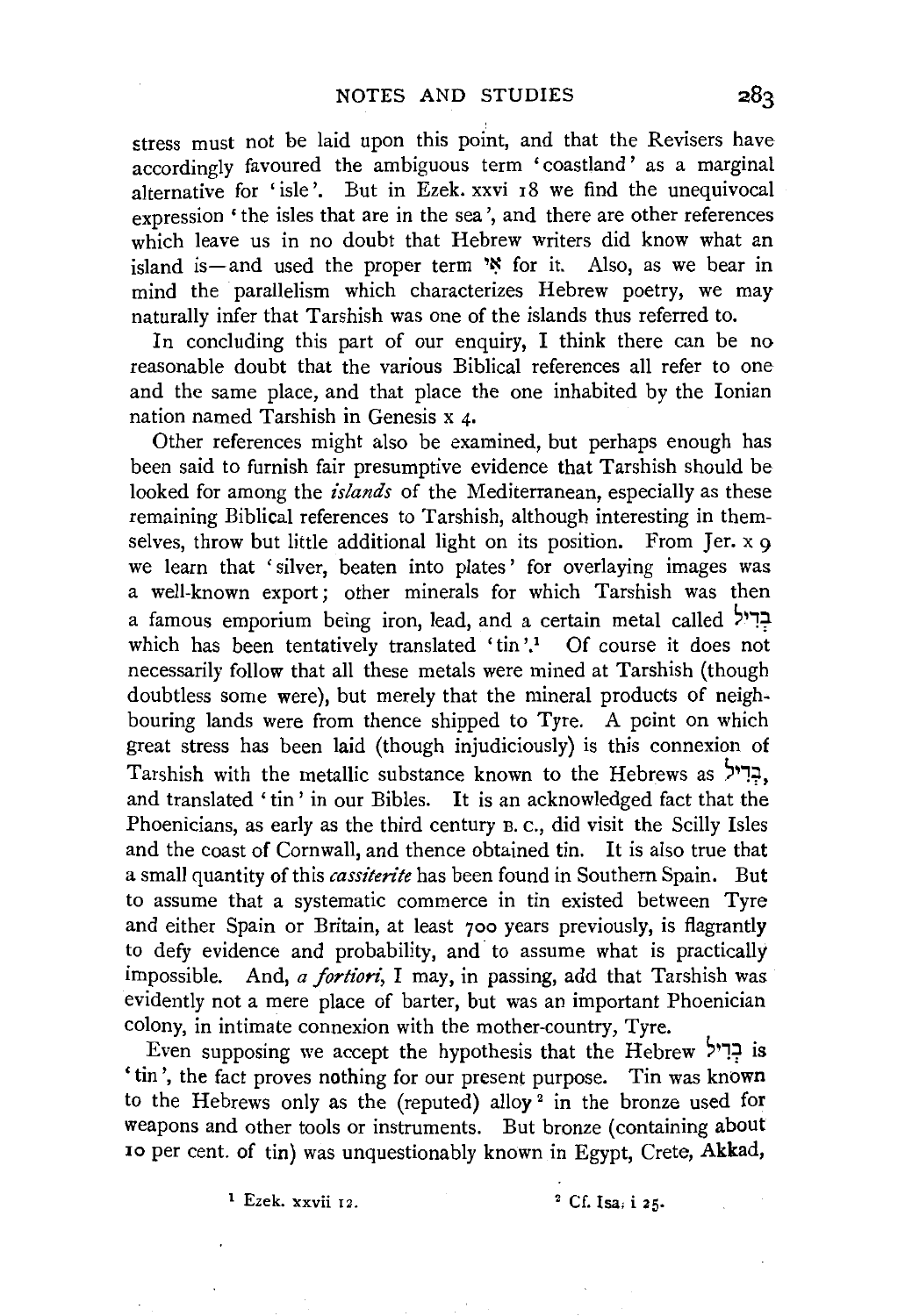stress must not be laid upon this point, and that the Revisers have accordingly favoured the ambiguous term 'coastland' as a marginal alternative for 'isle'. But in Ezek. xxvi 18 we find the unequivocal expression 'the isles that are in the sea', and there are other references which leave us in no doubt that Hebrew writers did know what an island is—and used the proper term אִי for it. Also, as we bear in mind the parallelism which characterizes Hebrew poetry, we may naturally infer that Tarshish was one of the islands thus referred to.

In concluding this part of our enquiry, I think there can be no reasonable doubt that the various Biblical references all refer to one and the same place, and that place the one inhabited by the Ionian nation named Tarshish in Genesis x 4.

Other references might also be examined, but perhaps enough has been said to furnish fair presumptive evidence that Tarshish should be looked for among the *islands* of the Mediterranean, especially as these remaining Biblical references to Tarshish, although interesting in themselves, throw but little additional light on its position. From Jer. x 9 we learn that 'silver, beaten into plates' for overlaying images was a well-known export; other minerals for which Tarshish was then a famous emporium being iron, lead, and a certain metal called בְּדִיל which has been tentatively translated 'tin'.[1] Of course it does not necessarily follow that all these metals were mined at Tarshish (though doubtless some were), but merely that the mineral products of neighbouring lands were from thence shipped to Tyre. A point on which great stress has been laid (though injudiciously) is this connexion of Tarshish with the metallic substance known to the Hebrews as בְּדִיל, and translated 'tin' in our Bibles. It is an acknowledged fact that the Phoenicians, as early as the third century B.C., did visit the Scilly Isles and the coast of Cornwall, and thence obtained tin. It is also true that a small quantity of this *cassiterite* has been found in Southern Spain. But to assume that a systematic commerce in tin existed between Tyre and either Spain or Britain, at least 700 years previously, is flagrantly to defy evidence and probability, and to assume what is practically impossible. And, *a fortiori*, I may, in passing, add that Tarshish was evidently not a mere place of barter, but was an important Phoenician colony, in intimate connexion with the mother-country, Tyre.

Even supposing we accept the hypothesis that the Hebrew בְּדִיל is 'tin', the fact proves nothing for our present purpose. Tin was known to the Hebrews only as the (reputed) alloy[2] in the bronze used for weapons and other tools or instruments. But bronze (containing about 10 per cent. of tin) was unquestionably known in Egypt, Crete, Akkad,

[1] Ezek. xxvii 12.

[2] Cf. Isa. i 25.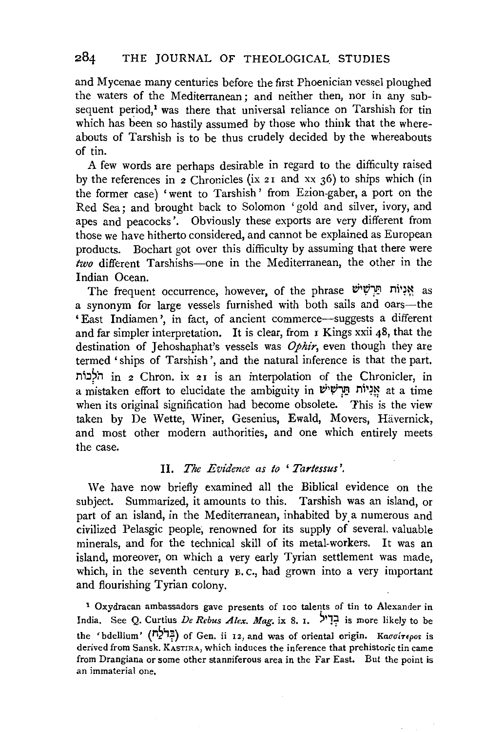and Mycenae many centuries before the first Phoenician vessel ploughed the waters of the Mediterranean; and neither then, nor in any subsequent period,[1] was there that universal reliance on Tarshish for tin which has been so hastily assumed by those who think that the whereabouts of Tarshish is to be thus crudely decided by the whereabouts of tin.

A few words are perhaps desirable in regard to the difficulty raised by the references in 2 Chronicles (ix 21 and xx 36) to ships which (in the former case) 'went to Tarshish' from Ezion-gaber, a port on the Red Sea; and brought back to Solomon 'gold and silver, ivory, and apes and peacocks'. Obviously these exports are very different from those we have hitherto considered, and cannot be explained as European products. Bochart got over this difficulty by assuming that there were *two* different Tarshishs—one in the Mediterranean, the other in the Indian Ocean.

The frequent occurrence, however, of the phrase אֳנִיּוֹת תַּרְשִׁישׁ as a synonym for large vessels furnished with both sails and oars—the 'East Indiamen', in fact, of ancient commerce—suggests a different and far simpler interpretation. It is clear, from 1 Kings xxii 48, that the destination of Jehoshaphat's vessels was *Ophir*, even though they are termed 'ships of Tarshish', and the natural inference is that the part. הֹלְכוֹת in 2 Chron. ix 21 is an interpolation of the Chronicler, in a mistaken effort to elucidate the ambiguity in אֳנִיּוֹת תַּרְשִׁישׁ at a time when its original signification had become obsolete. This is the view taken by De Wette, Winer, Gesenius, Ewald, Movers, Hävernick, and most other modern authorities, and one which entirely meets the case.

## II. *The Evidence as to 'Tartessus'.*

We have now briefly examined all the Biblical evidence on the subject. Summarized, it amounts to this. Tarshish was an island, or part of an island, in the Mediterranean, inhabited by a numerous and civilized Pelasgic people, renowned for its supply of several valuable minerals, and for the technical skill of its metal-workers. It was an island, moreover, on which a very early Tyrian settlement was made, which, in the seventh century B.C., had grown into a very important and flourishing Tyrian colony.

[1] Oxydracan ambassadors gave presents of 100 talents of tin to Alexander in India. See Q. Curtius *De Rebus Alex. Mag.* ix 8. 1. בְּדִיל is more likely to be the 'bdellium' (בְּדֹלַח) of Gen. ii 12, and was of oriental origin. Κασσίτερος is derived from Sansk. KASTIRA, which induces the inference that prehistoric tin came from Drangiana or some other stanniferous area in the Far East. But the point is an immaterial one.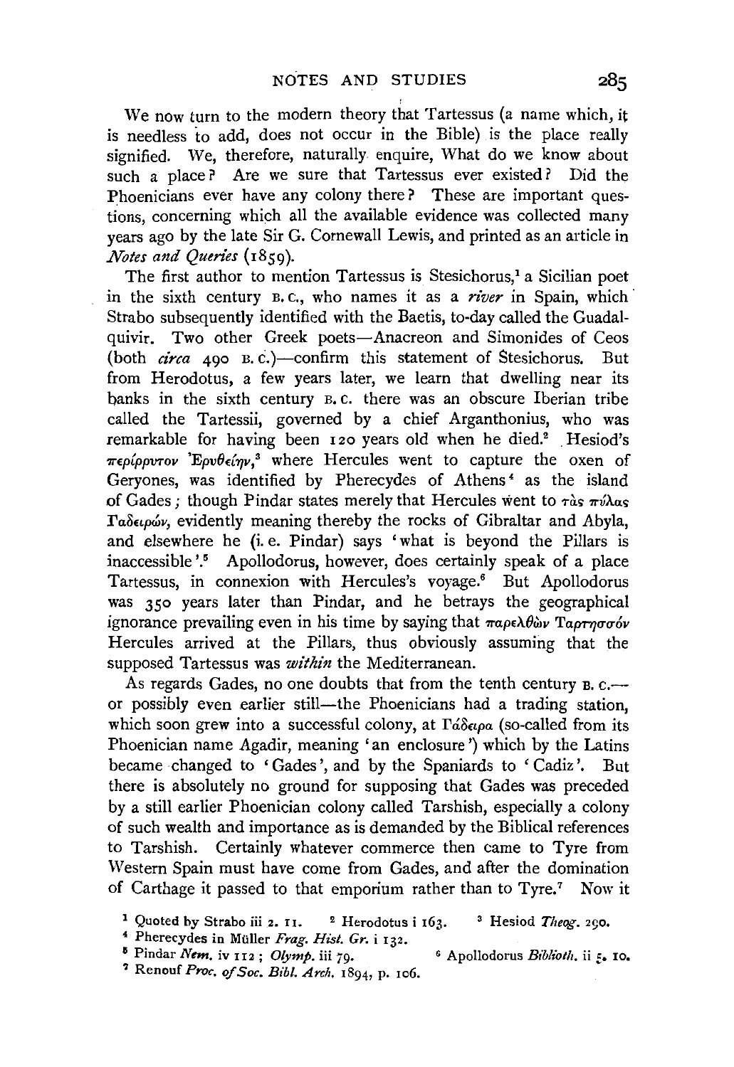We now turn to the modern theory that Tartessus (a name which, it is needless to add, does not occur in the Bible) is the place really signified. We, therefore, naturally enquire, What do we know about such a place? Are we sure that Tartessus ever existed? Did the Phoenicians ever have any colony there? These are important questions, concerning which all the available evidence was collected many years ago by the late Sir G. Cornewall Lewis, and printed as an article in *Notes and Queries* (1859).

The first author to mention Tartessus is Stesichorus,[1] a Sicilian poet in the sixth century B.C., who names it as a *river* in Spain, which Strabo subsequently identified with the Baetis, to-day called the Guadalquivir. Two other Greek poets—Anacreon and Simonides of Ceos (both *circa* 490 B.C.)—confirm this statement of Stesichorus. But from Herodotus, a few years later, we learn that dwelling near its banks in the sixth century B.C. there was an obscure Iberian tribe called the Tartessii, governed by a chief Arganthonius, who was remarkable for having been 120 years old when he died.[2] Hesiod's περίρρυτον Ἐρυθείην,[3] where Hercules went to capture the oxen of Geryones, was identified by Pherecydes of Athens[4] as the island of Gades; though Pindar states merely that Hercules went to τὰς πύλας Γαδειρῶν, evidently meaning thereby the rocks of Gibraltar and Abyla, and elsewhere he (i.e. Pindar) says 'what is beyond the Pillars is inaccessible'.[5] Apollodorus, however, does certainly speak of a place Tartessus, in connexion with Hercules's voyage.[6] But Apollodorus was 350 years later than Pindar, and he betrays the geographical ignorance prevailing even in his time by saying that παρελθὼν Ταρτησσόν Hercules arrived at the Pillars, thus obviously assuming that the supposed Tartessus was *within* the Mediterranean.

As regards Gades, no one doubts that from the tenth century B.C.—or possibly even earlier still—the Phoenicians had a trading station, which soon grew into a successful colony, at Γάδειρα (so-called from its Phoenician name Agadir, meaning 'an enclosure') which by the Latins became changed to 'Gades', and by the Spaniards to 'Cadiz'. But there is absolutely no ground for supposing that Gades was preceded by a still earlier Phoenician colony called Tarshish, especially a colony of such wealth and importance as is demanded by the Biblical references to Tarshish. Certainly whatever commerce then came to Tyre from Western Spain must have come from Gades, and after the domination of Carthage it passed to that emporium rather than to Tyre.[7] Now it

[1] Quoted by Strabo iii 2. 11. [2] Herodotus i 163. [3] Hesiod *Theog.* 290.

[4] Pherecydes in Müller *Frag. Hist. Gr.* i 132.

[5] Pindar *Nem.* iv 112; *Olymp.* iii 79. [6] Apollodorus *Biblioth.* ii 5. 10.

[7] Renouf *Proc. of Soc. Bibl. Arch.* 1894, p. 106.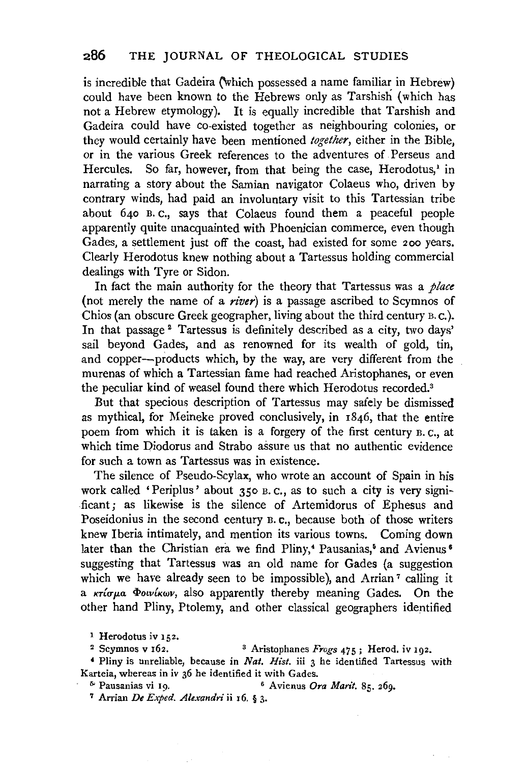is incredible that Gadeira (which possessed a name familiar in Hebrew) could have been known to the Hebrews only as Tarshish (which has not a Hebrew etymology). It is equally incredible that Tarshish and Gadeira could have co-existed together as neighbouring colonies, or they would certainly have been mentioned *together*, either in the Bible, or in the various Greek references to the adventures of Perseus and Hercules. So far, however, from that being the case, Herodotus,[1] in narrating a story about the Samian navigator Colaeus who, driven by contrary winds, had paid an involuntary visit to this Tartessian tribe about 640 B.C., says that Colaeus found them a peaceful people apparently quite unacquainted with Phoenician commerce, even though Gades, a settlement just off the coast, had existed for some 200 years. Clearly Herodotus knew nothing about a Tartessus holding commercial dealings with Tyre or Sidon.

In fact the main authority for the theory that Tartessus was a *place* (not merely the name of a *river*) is a passage ascribed to Scymnos of Chios (an obscure Greek geographer, living about the third century B.C.). In that passage[2] Tartessus is definitely described as a city, two days' sail beyond Gades, and as renowned for its wealth of gold, tin, and copper—products which, by the way, are very different from the murenas of which a Tartessian fame had reached Aristophanes, or even the peculiar kind of weasel found there which Herodotus recorded.[3]

But that specious description of Tartessus may safely be dismissed as mythical, for Meineke proved conclusively, in 1846, that the entire poem from which it is taken is a forgery of the first century B.C., at which time Diodorus and Strabo assure us that no authentic evidence for such a town as Tartessus was in existence.

The silence of Pseudo-Scylax, who wrote an account of Spain in his work called 'Periplus' about 350 B.C., as to such a city is very significant; as likewise is the silence of Artemidorus of Ephesus and Poseidonius in the second century B.C., because both of those writers knew Iberia intimately, and mention its various towns. Coming down later than the Christian era we find Pliny,[4] Pausanias,[5] and Avienus[6] suggesting that Tartessus was an old name for Gades (a suggestion which we have already seen to be impossible), and Arrian[7] calling it a κτίσμα Φοινίκων, also apparently thereby meaning Gades. On the other hand Pliny, Ptolemy, and other classical geographers identified

[1] Herodotus iv 152.

[2] Scymnos v 162.

[3] Aristophanes *Frogs* 475; Herod. iv 192.

[4] Pliny is unreliable, because in *Nat. Hist.* iii 3 he identified Tartessus with Karteia, whereas in iv 36 he identified it with Gades.

[5] Pausanias vi 19.

[6] Avienus *Ora Marit.* 85. 269.

[7] Arrian *De Exped. Alexandri* ii 16. § 3.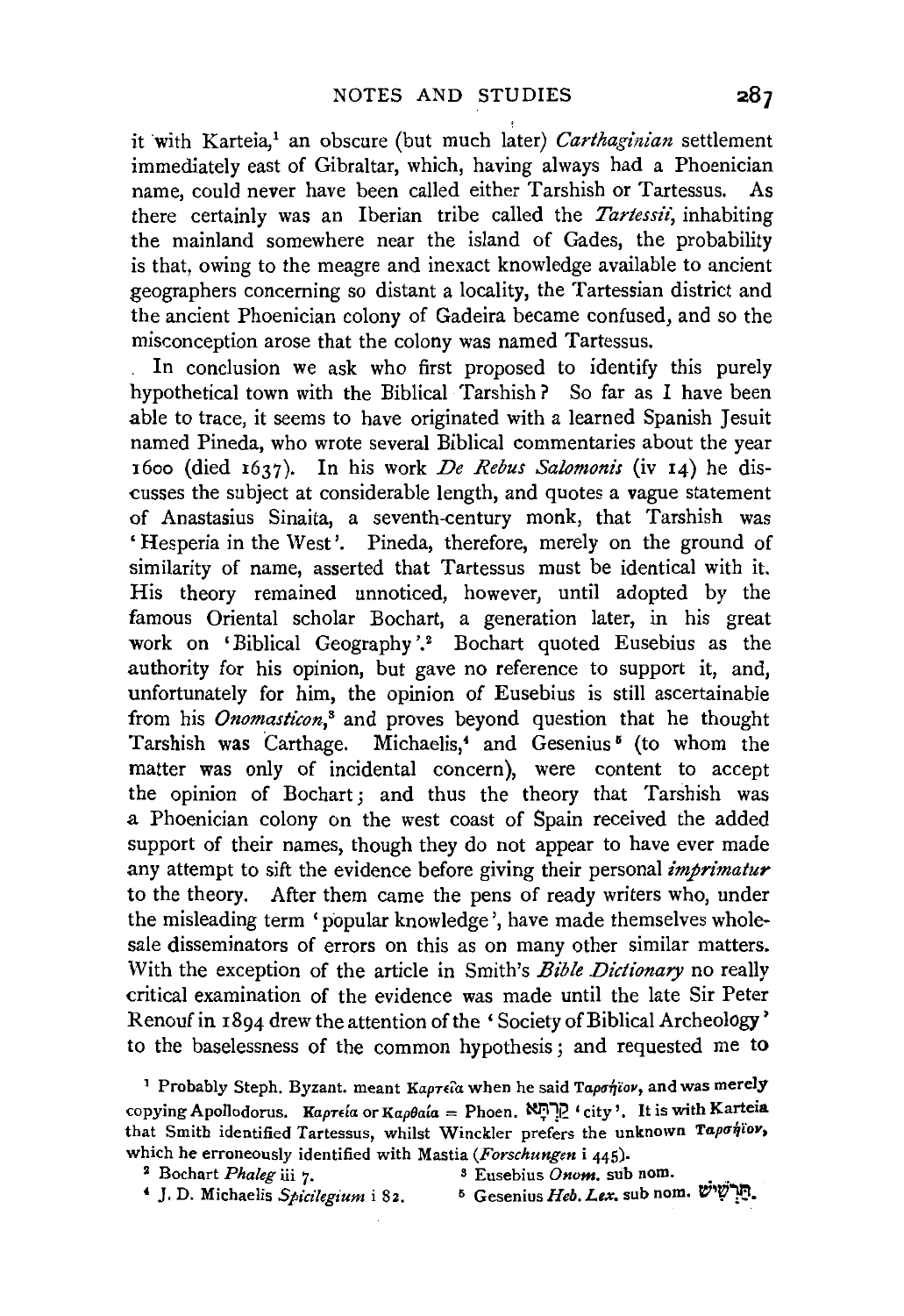it with Karteia,[1] an obscure (but much later) *Carthaginian* settlement immediately east of Gibraltar, which, having always had a Phoenician name, could never have been called either Tarshish or Tartessus. As there certainly was an Iberian tribe called the *Tartessii*, inhabiting the mainland somewhere near the island of Gades, the probability is that, owing to the meagre and inexact knowledge available to ancient geographers concerning so distant a locality, the Tartessian district and the ancient Phoenician colony of Gadeira became confused, and so the misconception arose that the colony was named Tartessus.

In conclusion we ask who first proposed to identify this purely hypothetical town with the Biblical Tarshish? So far as I have been able to trace, it seems to have originated with a learned Spanish Jesuit named Pineda, who wrote several Biblical commentaries about the year 1600 (died 1637). In his work *De Rebus Salomonis* (iv 14) he discusses the subject at considerable length, and quotes a vague statement of Anastasius Sinaita, a seventh-century monk, that Tarshish was 'Hesperia in the West'. Pineda, therefore, merely on the ground of similarity of name, asserted that Tartessus must be identical with it. His theory remained unnoticed, however, until adopted by the famous Oriental scholar Bochart, a generation later, in his great work on 'Biblical Geography'.[2] Bochart quoted Eusebius as the authority for his opinion, but gave no reference to support it, and, unfortunately for him, the opinion of Eusebius is still ascertainable from his *Onomasticon*,[3] and proves beyond question that he thought Tarshish was Carthage. Michaelis,[4] and Gesenius[5] (to whom the matter was only of incidental concern), were content to accept the opinion of Bochart; and thus the theory that Tarshish was a Phoenician colony on the west coast of Spain received the added support of their names, though they do not appear to have ever made any attempt to sift the evidence before giving their personal *imprimatur* to the theory. After them came the pens of ready writers who, under the misleading term 'popular knowledge', have made themselves wholesale disseminators of errors on this as on many other similar matters. With the exception of the article in Smith's *Bible Dictionary* no really critical examination of the evidence was made until the late Sir Peter Renouf in 1894 drew the attention of the 'Society of Biblical Archeology' to the baselessness of the common hypothesis; and requested me to

[1] Probably Steph. Byzant. meant Καρτεῖα when he said Ταρσήιον, and was merely copying Apollodorus. Καρτεία or Καρθαία = Phoen. קַרְתָּא 'city'. It is with Karteia that Smith identified Tartessus, whilst Winckler prefers the unknown Ταρσήιον, which he erroneously identified with Mastia (*Forschungen* i 445).

[2] Bochart *Phaleg* iii 7.

[3] Eusebius *Onom.* sub nom.

[4] J. D. Michaelis *Spicilegium* i 82.

[5] Gesenius *Heb. Lex.* sub nom. תַּרְשִׁישׁ.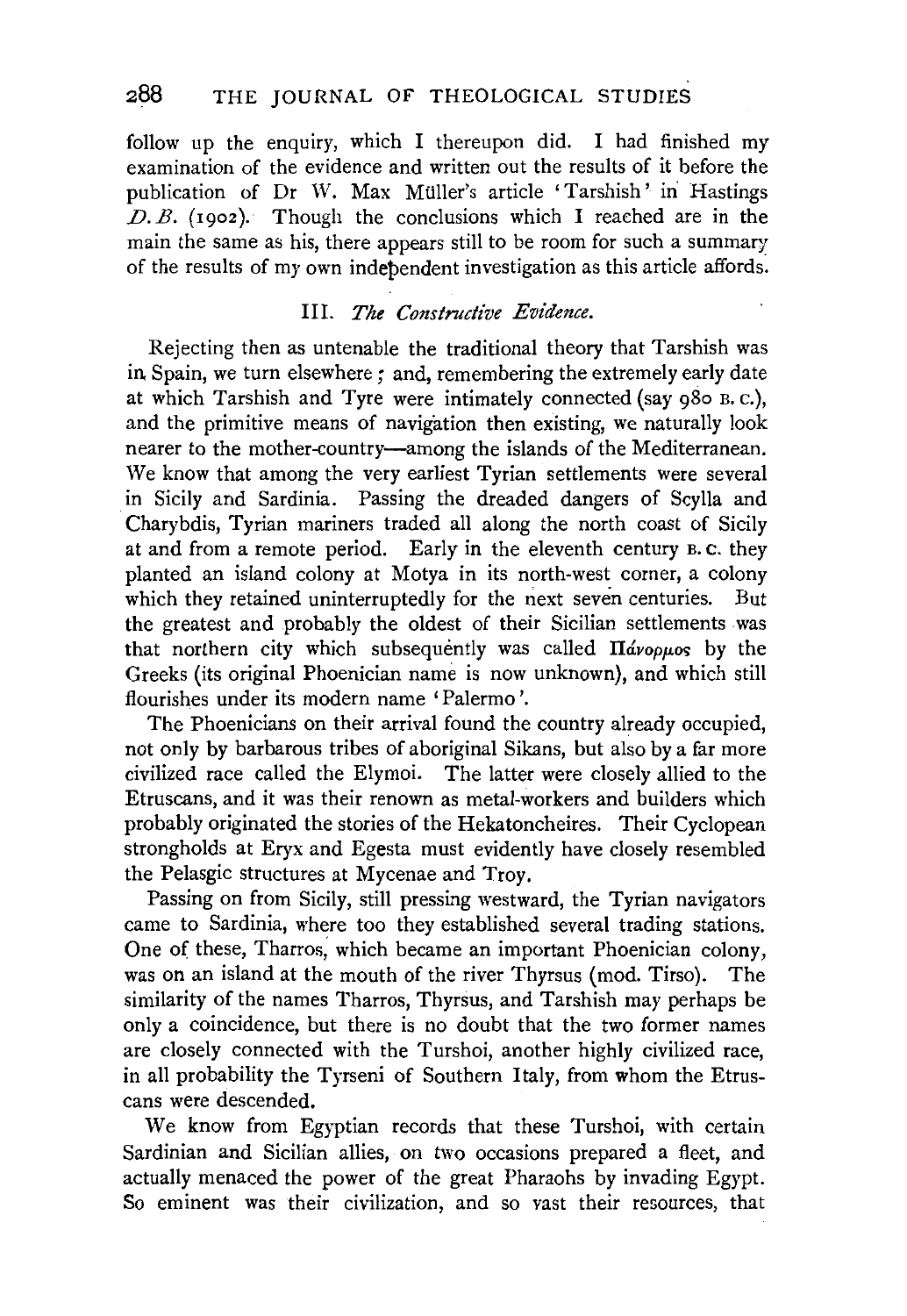follow up the enquiry, which I thereupon did. I had finished my examination of the evidence and written out the results of it before the publication of Dr W. Max Müller's article 'Tarshish' in Hastings *D.B.* (1902). Though the conclusions which I reached are in the main the same as his, there appears still to be room for such a summary of the results of my own independent investigation as this article affords.

### III. *The Constructive Evidence.*

Rejecting then as untenable the traditional theory that Tarshish was in Spain, we turn elsewhere; and, remembering the extremely early date at which Tarshish and Tyre were intimately connected (say 980 B.C.), and the primitive means of navigation then existing, we naturally look nearer to the mother-country—among the islands of the Mediterranean. We know that among the very earliest Tyrian settlements were several in Sicily and Sardinia. Passing the dreaded dangers of Scylla and Charybdis, Tyrian mariners traded all along the north coast of Sicily at and from a remote period. Early in the eleventh century B.C. they planted an island colony at Motya in its north-west corner, a colony which they retained uninterruptedly for the next seven centuries. But the greatest and probably the oldest of their Sicilian settlements was that northern city which subsequently was called Πάνορμος by the Greeks (its original Phoenician name is now unknown), and which still flourishes under its modern name 'Palermo'.

The Phoenicians on their arrival found the country already occupied, not only by barbarous tribes of aboriginal Sikans, but also by a far more civilized race called the Elymoi. The latter were closely allied to the Etruscans, and it was their renown as metal-workers and builders which probably originated the stories of the Hekatoncheires. Their Cyclopean strongholds at Eryx and Egesta must evidently have closely resembled the Pelasgic structures at Mycenae and Troy.

Passing on from Sicily, still pressing westward, the Tyrian navigators came to Sardinia, where too they established several trading stations. One of these, Tharros, which became an important Phoenician colony, was on an island at the mouth of the river Thyrsus (mod. Tirso). The similarity of the names Tharros, Thyrsus, and Tarshish may perhaps be only a coincidence, but there is no doubt that the two former names are closely connected with the Turshoi, another highly civilized race, in all probability the Tyrseni of Southern Italy, from whom the Etruscans were descended.

We know from Egyptian records that these Turshoi, with certain Sardinian and Sicilian allies, on two occasions prepared a fleet, and actually menaced the power of the great Pharaohs by invading Egypt. So eminent was their civilization, and so vast their resources, that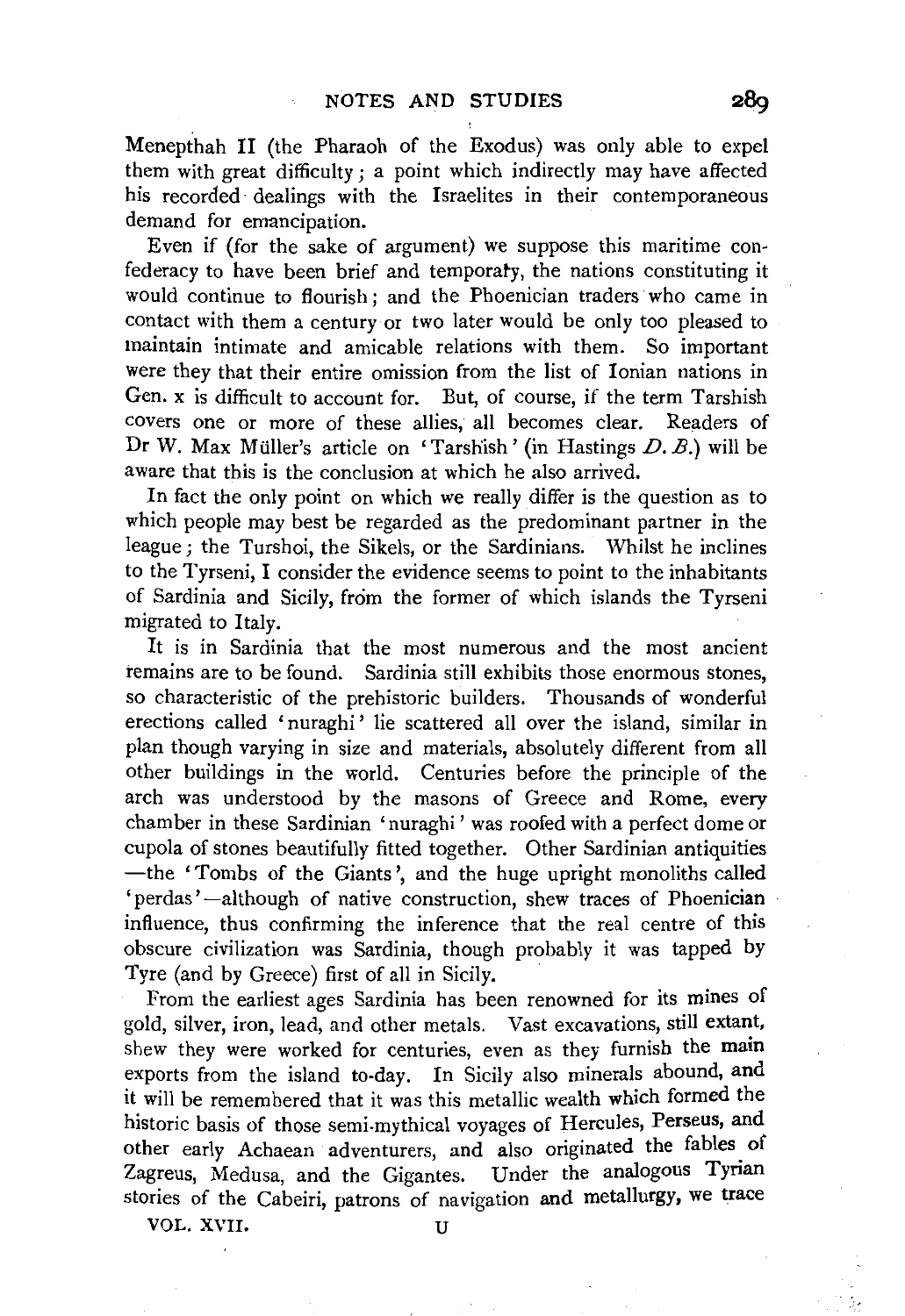Menepthah II (the Pharaoh of the Exodus) was only able to expel them with great difficulty; a point which indirectly may have affected his recorded dealings with the Israelites in their contemporaneous demand for emancipation.

Even if (for the sake of argument) we suppose this maritime confederacy to have been brief and temporary, the nations constituting it would continue to flourish; and the Phoenician traders who came in contact with them a century or two later would be only too pleased to maintain intimate and amicable relations with them. So important were they that their entire omission from the list of Ionian nations in Gen. x is difficult to account for. But, of course, if the term Tarshish covers one or more of these allies, all becomes clear. Readers of Dr W. Max Müller's article on 'Tarshish' (in Hastings *D. B.*) will be aware that this is the conclusion at which he also arrived.

In fact the only point on which we really differ is the question as to which people may best be regarded as the predominant partner in the league; the Turshoi, the Sikels, or the Sardinians. Whilst he inclines to the Tyrseni, I consider the evidence seems to point to the inhabitants of Sardinia and Sicily, from the former of which islands the Tyrseni migrated to Italy.

It is in Sardinia that the most numerous and the most ancient remains are to be found. Sardinia still exhibits those enormous stones, so characteristic of the prehistoric builders. Thousands of wonderful erections called 'nuraghi' lie scattered all over the island, similar in plan though varying in size and materials, absolutely different from all other buildings in the world. Centuries before the principle of the arch was understood by the masons of Greece and Rome, every chamber in these Sardinian 'nuraghi' was roofed with a perfect dome or cupola of stones beautifully fitted together. Other Sardinian antiquities —the 'Tombs of the Giants', and the huge upright monoliths called 'perdas'—although of native construction, shew traces of Phoenician influence, thus confirming the inference that the real centre of this obscure civilization was Sardinia, though probably it was tapped by Tyre (and by Greece) first of all in Sicily.

From the earliest ages Sardinia has been renowned for its mines of gold, silver, iron, lead, and other metals. Vast excavations, still extant, shew they were worked for centuries, even as they furnish the main exports from the island to-day. In Sicily also minerals abound, and it will be remembered that it was this metallic wealth which formed the historic basis of those semi-mythical voyages of Hercules, Perseus, and other early Achaean adventurers, and also originated the fables of Zagreus, Medusa, and the Gigantes. Under the analogous Tyrian stories of the Cabeiri, patrons of navigation and metallurgy, we trace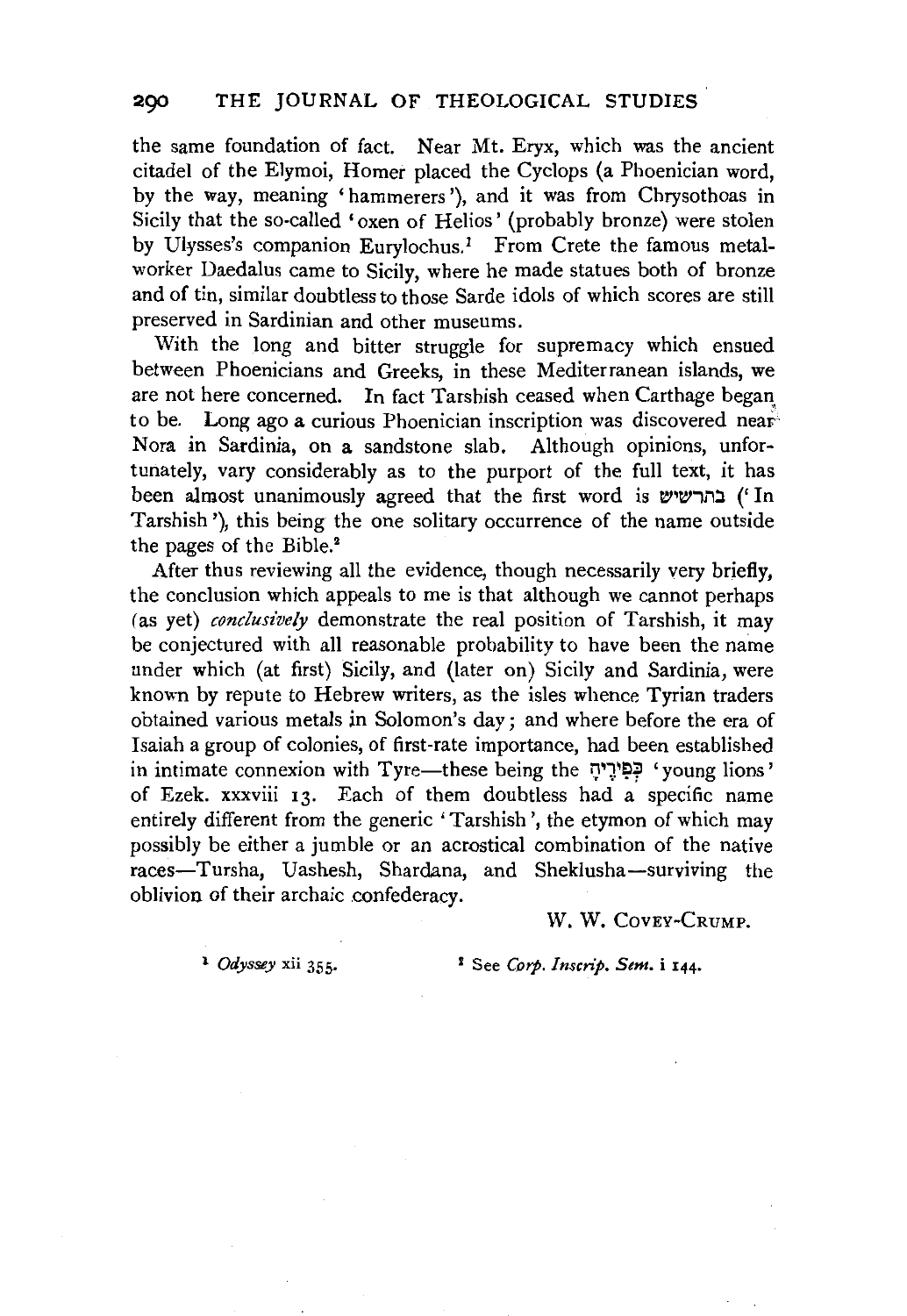the same foundation of fact. Near Mt. Eryx, which was the ancient citadel of the Elymoi, Homer placed the Cyclops (a Phoenician word, by the way, meaning 'hammerers'), and it was from Chrysothoas in Sicily that the so-called 'oxen of Helios' (probably bronze) were stolen by Ulysses's companion Eurylochus.[1] From Crete the famous metal-worker Daedalus came to Sicily, where he made statues both of bronze and of tin, similar doubtless to those Sarde idols of which scores are still preserved in Sardinian and other museums.

With the long and bitter struggle for supremacy which ensued between Phoenicians and Greeks, in these Mediterranean islands, we are not here concerned. In fact Tarshish ceased when Carthage began to be. Long ago a curious Phoenician inscription was discovered near Nora in Sardinia, on a sandstone slab. Although opinions, unfortunately, vary considerably as to the purport of the full text, it has been almost unanimously agreed that the first word is בתרשיש ('In Tarshish'), this being the one solitary occurrence of the name outside the pages of the Bible.[2]

After thus reviewing all the evidence, though necessarily very briefly, the conclusion which appeals to me is that although we cannot perhaps (as yet) *conclusively* demonstrate the real position of Tarshish, it may be conjectured with all reasonable probability to have been the name under which (at first) Sicily, and (later on) Sicily and Sardinia, were known by repute to Hebrew writers, as the isles whence Tyrian traders obtained various metals in Solomon's day; and where before the era of Isaiah a group of colonies, of first-rate importance, had been established in intimate connexion with Tyre—these being the כְּפִירֶיהָ 'young lions' of Ezek. xxxviii 13. Each of them doubtless had a specific name entirely different from the generic 'Tarshish', the etymon of which may possibly be either a jumble or an acrostical combination of the native races—Tursha, Uashesh, Shardana, and Sheklusha—surviving the oblivion of their archaic confederacy.

W. W. COVEY-CRUMP.

[1] *Odyssey* xii 355.

[2] See *Corp. Inscrip. Sem.* i 144.